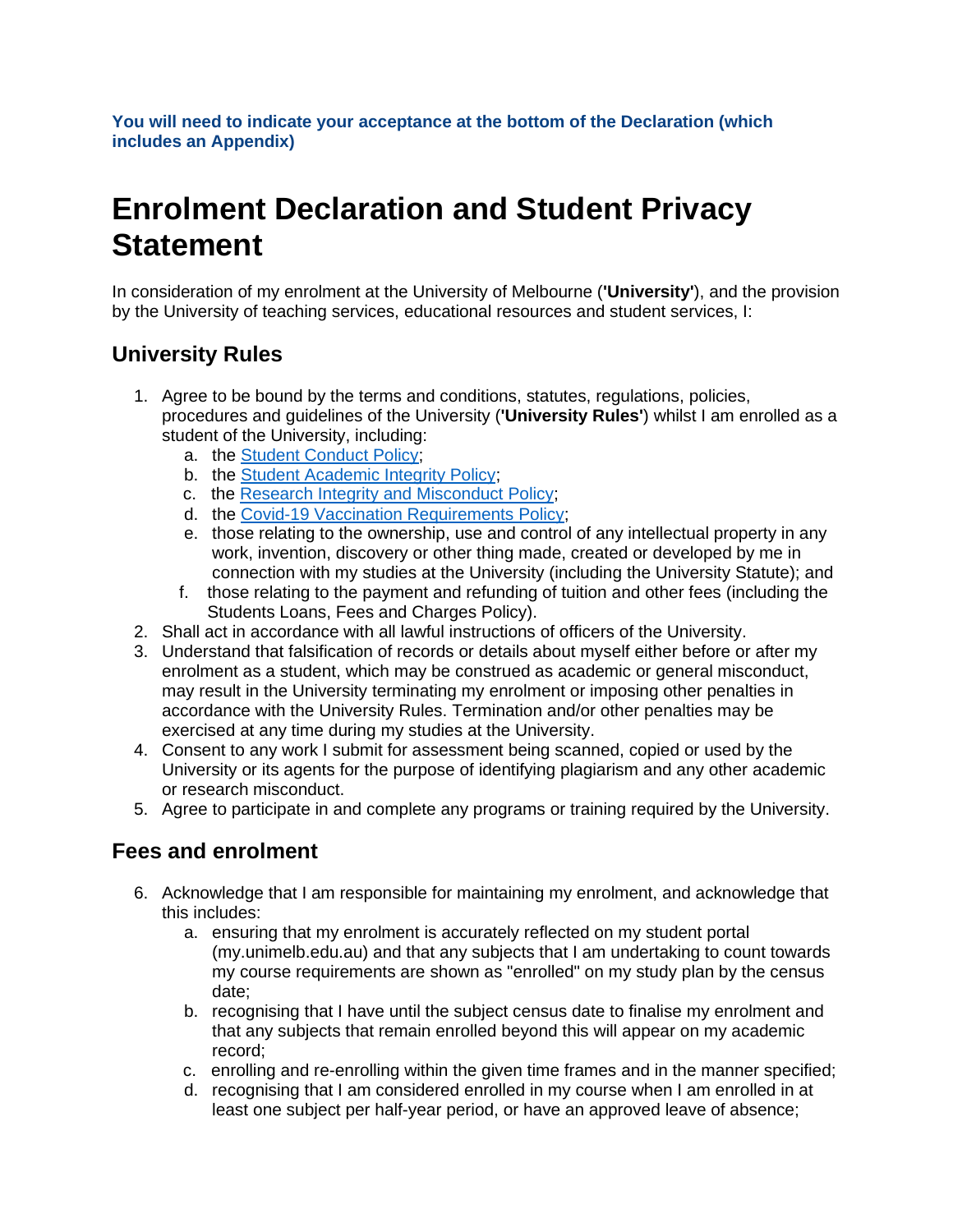**You will need to indicate your acceptance at the bottom of the Declaration (which includes an Appendix)**

# Enrolment Declaration and Student Privacy Statement

In consideration of my enrolment at the University of Melbourne (**'University'**), and the provision by the University of teaching services, educational resources and student services, I:

## University Rules

1. Agree to be bound by the terms and conditions, statutes, regulations, policies, procedures and guidelines of the University (**'University Rules'**) whilst I am enrolled as a student of the University, including:
   a. the Student Conduct Policy;
   b. the Student Academic Integrity Policy;
   c. the Research Integrity and Misconduct Policy;
   d. the Covid-19 Vaccination Requirements Policy;
   e. those relating to the ownership, use and control of any intellectual property in any work, invention, discovery or other thing made, created or developed by me in connection with my studies at the University (including the University Statute); and
   f. those relating to the payment and refunding of tuition and other fees (including the Students Loans, Fees and Charges Policy).
2. Shall act in accordance with all lawful instructions of officers of the University.
3. Understand that falsification of records or details about myself either before or after my enrolment as a student, which may be construed as academic or general misconduct, may result in the University terminating my enrolment or imposing other penalties in accordance with the University Rules. Termination and/or other penalties may be exercised at any time during my studies at the University.
4. Consent to any work I submit for assessment being scanned, copied or used by the University or its agents for the purpose of identifying plagiarism and any other academic or research misconduct.
5. Agree to participate in and complete any programs or training required by the University.

## Fees and enrolment

6. Acknowledge that I am responsible for maintaining my enrolment, and acknowledge that this includes:
   a. ensuring that my enrolment is accurately reflected on my student portal (my.unimelb.edu.au) and that any subjects that I am undertaking to count towards my course requirements are shown as "enrolled" on my study plan by the census date;
   b. recognising that I have until the subject census date to finalise my enrolment and that any subjects that remain enrolled beyond this will appear on my academic record;
   c. enrolling and re-enrolling within the given time frames and in the manner specified;
   d. recognising that I am considered enrolled in my course when I am enrolled in at least one subject per half-year period, or have an approved leave of absence;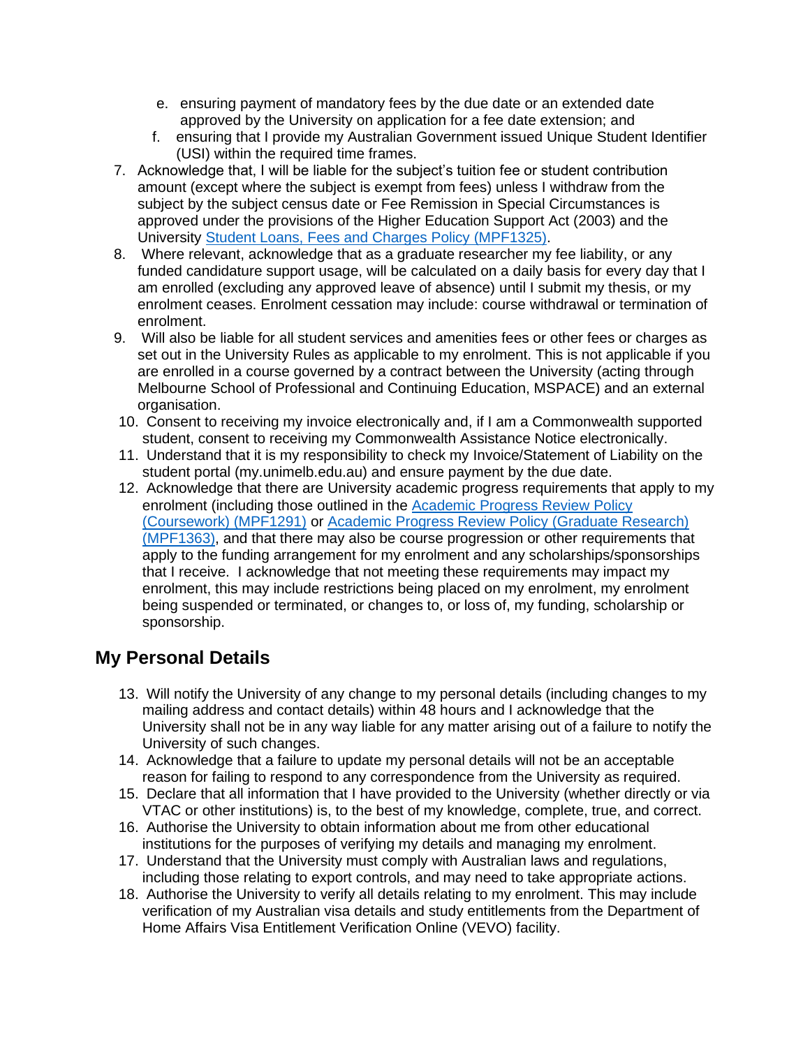e. ensuring payment of mandatory fees by the due date or an extended date approved by the University on application for a fee date extension; and
   f. ensuring that I provide my Australian Government issued Unique Student Identifier (USI) within the required time frames.

7. Acknowledge that, I will be liable for the subject's tuition fee or student contribution amount (except where the subject is exempt from fees) unless I withdraw from the subject by the subject census date or Fee Remission in Special Circumstances is approved under the provisions of the Higher Education Support Act (2003) and the University [Student Loans, Fees and Charges Policy (MPF1325)](#).
8. Where relevant, acknowledge that as a graduate researcher my fee liability, or any funded candidature support usage, will be calculated on a daily basis for every day that I am enrolled (excluding any approved leave of absence) until I submit my thesis, or my enrolment ceases. Enrolment cessation may include: course withdrawal or termination of enrolment.
9. Will also be liable for all student services and amenities fees or other fees or charges as set out in the University Rules as applicable to my enrolment. This is not applicable if you are enrolled in a course governed by a contract between the University (acting through Melbourne School of Professional and Continuing Education, MSPACE) and an external organisation.
10. Consent to receiving my invoice electronically and, if I am a Commonwealth supported student, consent to receiving my Commonwealth Assistance Notice electronically.
11. Understand that it is my responsibility to check my Invoice/Statement of Liability on the student portal (my.unimelb.edu.au) and ensure payment by the due date.
12. Acknowledge that there are University academic progress requirements that apply to my enrolment (including those outlined in the [Academic Progress Review Policy (Coursework) (MPF1291)](#) or [Academic Progress Review Policy (Graduate Research) (MPF1363)](#), and that there may also be course progression or other requirements that apply to the funding arrangement for my enrolment and any scholarships/sponsorships that I receive. I acknowledge that not meeting these requirements may impact my enrolment, this may include restrictions being placed on my enrolment, my enrolment being suspended or terminated, or changes to, or loss of, my funding, scholarship or sponsorship.

## My Personal Details

13. Will notify the University of any change to my personal details (including changes to my mailing address and contact details) within 48 hours and I acknowledge that the University shall not be in any way liable for any matter arising out of a failure to notify the University of such changes.
14. Acknowledge that a failure to update my personal details will not be an acceptable reason for failing to respond to any correspondence from the University as required.
15. Declare that all information that I have provided to the University (whether directly or via VTAC or other institutions) is, to the best of my knowledge, complete, true, and correct.
16. Authorise the University to obtain information about me from other educational institutions for the purposes of verifying my details and managing my enrolment.
17. Understand that the University must comply with Australian laws and regulations, including those relating to export controls, and may need to take appropriate actions.
18. Authorise the University to verify all details relating to my enrolment. This may include verification of my Australian visa details and study entitlements from the Department of Home Affairs Visa Entitlement Verification Online (VEVO) facility.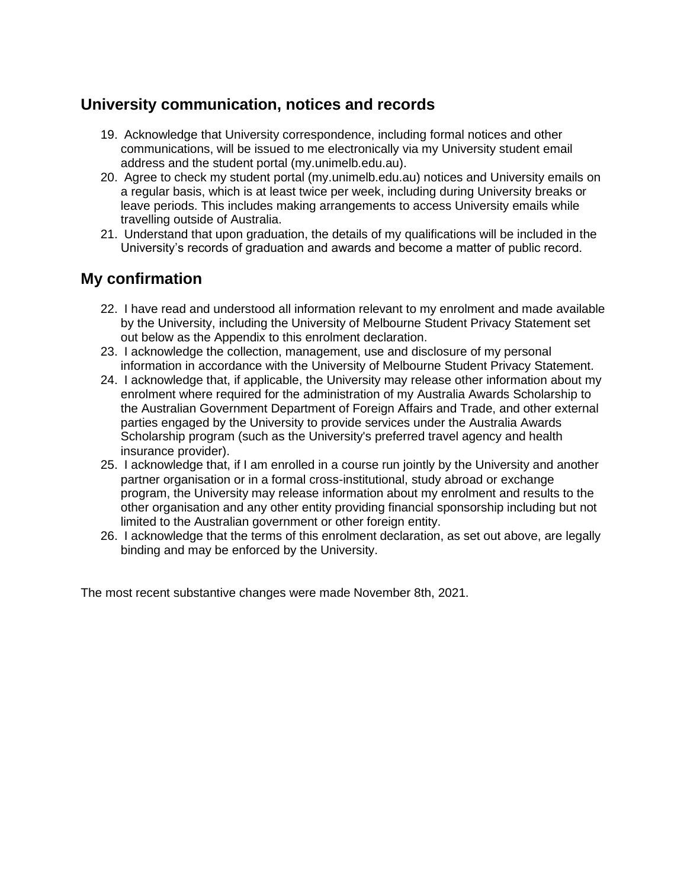## University communication, notices and records

19. Acknowledge that University correspondence, including formal notices and other communications, will be issued to me electronically via my University student email address and the student portal (my.unimelb.edu.au).
20. Agree to check my student portal (my.unimelb.edu.au) notices and University emails on a regular basis, which is at least twice per week, including during University breaks or leave periods. This includes making arrangements to access University emails while travelling outside of Australia.
21. Understand that upon graduation, the details of my qualifications will be included in the University's records of graduation and awards and become a matter of public record.

## My confirmation

22. I have read and understood all information relevant to my enrolment and made available by the University, including the University of Melbourne Student Privacy Statement set out below as the Appendix to this enrolment declaration.
23. I acknowledge the collection, management, use and disclosure of my personal information in accordance with the University of Melbourne Student Privacy Statement.
24. I acknowledge that, if applicable, the University may release other information about my enrolment where required for the administration of my Australia Awards Scholarship to the Australian Government Department of Foreign Affairs and Trade, and other external parties engaged by the University to provide services under the Australia Awards Scholarship program (such as the University's preferred travel agency and health insurance provider).
25. I acknowledge that, if I am enrolled in a course run jointly by the University and another partner organisation or in a formal cross-institutional, study abroad or exchange program, the University may release information about my enrolment and results to the other organisation and any other entity providing financial sponsorship including but not limited to the Australian government or other foreign entity.
26. I acknowledge that the terms of this enrolment declaration, as set out above, are legally binding and may be enforced by the University.

The most recent substantive changes were made November 8th, 2021.